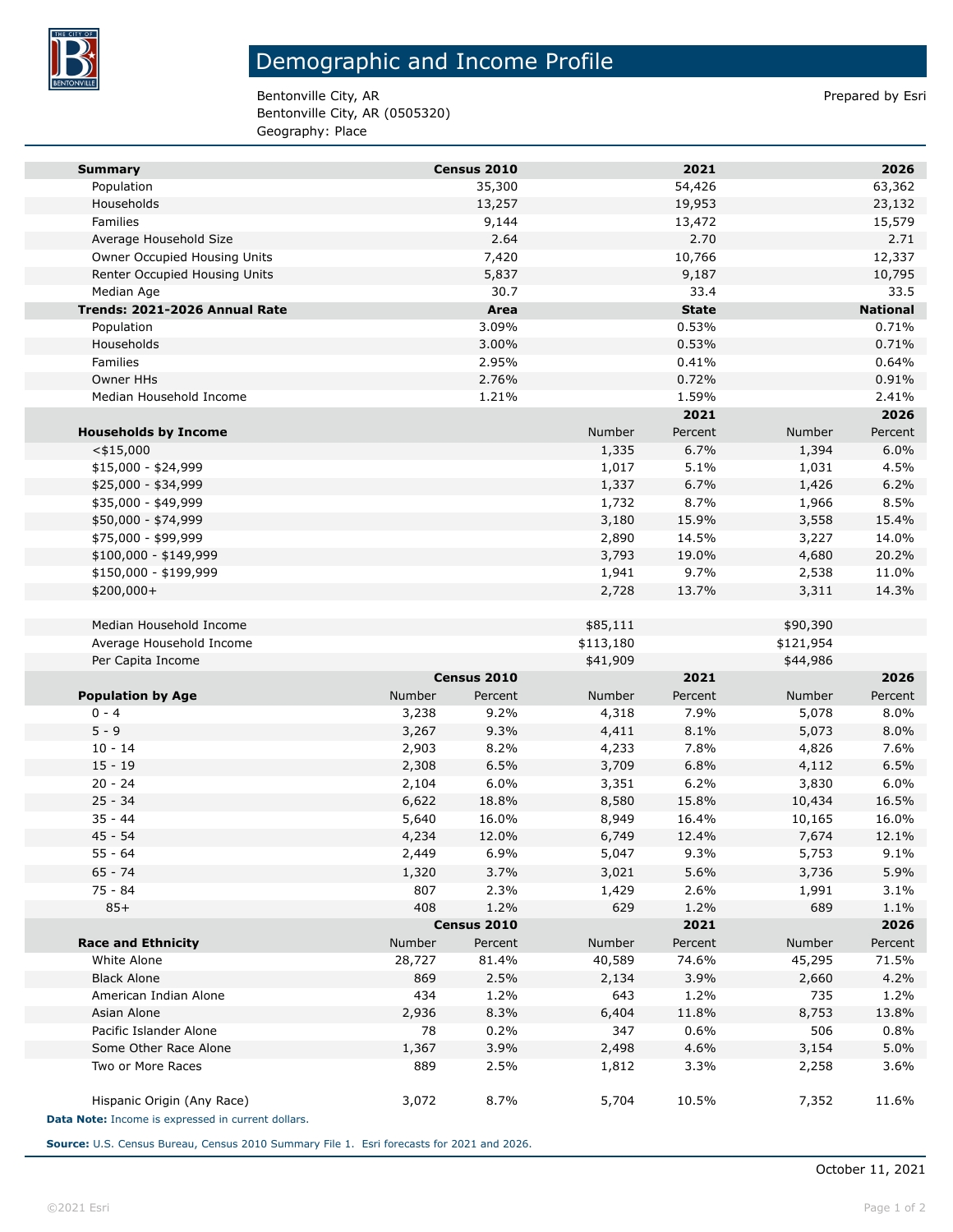# Demographic and Income Profile

Bentonville City, AR
Bentonville City, AR (0505320)
Geography: Place

Prepared by Esri

| Summary | Census 2010 | 2021 | 2026 |
|---|---|---|---|
| Population | 35,300 | 54,426 | 63,362 |
| Households | 13,257 | 19,953 | 23,132 |
| Families | 9,144 | 13,472 | 15,579 |
| Average Household Size | 2.64 | 2.70 | 2.71 |
| Owner Occupied Housing Units | 7,420 | 10,766 | 12,337 |
| Renter Occupied Housing Units | 5,837 | 9,187 | 10,795 |
| Median Age | 30.7 | 33.4 | 33.5 |

| Trends: 2021-2026 Annual Rate | Area | State | National |
|---|---|---|---|
| Population | 3.09% | 0.53% | 0.71% |
| Households | 3.00% | 0.53% | 0.71% |
| Families | 2.95% | 0.41% | 0.64% |
| Owner HHs | 2.76% | 0.72% | 0.91% |
| Median Household Income | 1.21% | 1.59% | 2.41% |

| | 2021 | | 2026 | |
|---|---|---|---|---|
| **Households by Income** | Number | Percent | Number | Percent |
| <$15,000 | 1,335 | 6.7% | 1,394 | 6.0% |
| $15,000 - $24,999 | 1,017 | 5.1% | 1,031 | 4.5% |
| $25,000 - $34,999 | 1,337 | 6.7% | 1,426 | 6.2% |
| $35,000 - $49,999 | 1,732 | 8.7% | 1,966 | 8.5% |
| $50,000 - $74,999 | 3,180 | 15.9% | 3,558 | 15.4% |
| $75,000 - $99,999 | 2,890 | 14.5% | 3,227 | 14.0% |
| $100,000 - $149,999 | 3,793 | 19.0% | 4,680 | 20.2% |
| $150,000 - $199,999 | 1,941 | 9.7% | 2,538 | 11.0% |
| $200,000+ | 2,728 | 13.7% | 3,311 | 14.3% |
| | | | | |
| Median Household Income | $85,111 | | $90,390 | |
| Average Household Income | $113,180 | | $121,954 | |
| Per Capita Income | $41,909 | | $44,986 | |

| | Census 2010 | | 2021 | | 2026 | |
|---|---|---|---|---|---|---|
| **Population by Age** | Number | Percent | Number | Percent | Number | Percent |
| 0 - 4 | 3,238 | 9.2% | 4,318 | 7.9% | 5,078 | 8.0% |
| 5 - 9 | 3,267 | 9.3% | 4,411 | 8.1% | 5,073 | 8.0% |
| 10 - 14 | 2,903 | 8.2% | 4,233 | 7.8% | 4,826 | 7.6% |
| 15 - 19 | 2,308 | 6.5% | 3,709 | 6.8% | 4,112 | 6.5% |
| 20 - 24 | 2,104 | 6.0% | 3,351 | 6.2% | 3,830 | 6.0% |
| 25 - 34 | 6,622 | 18.8% | 8,580 | 15.8% | 10,434 | 16.5% |
| 35 - 44 | 5,640 | 16.0% | 8,949 | 16.4% | 10,165 | 16.0% |
| 45 - 54 | 4,234 | 12.0% | 6,749 | 12.4% | 7,674 | 12.1% |
| 55 - 64 | 2,449 | 6.9% | 5,047 | 9.3% | 5,753 | 9.1% |
| 65 - 74 | 1,320 | 3.7% | 3,021 | 5.6% | 3,736 | 5.9% |
| 75 - 84 | 807 | 2.3% | 1,429 | 2.6% | 1,991 | 3.1% |
| 85+ | 408 | 1.2% | 629 | 1.2% | 689 | 1.1% |

| | Census 2010 | | 2021 | | 2026 | |
|---|---|---|---|---|---|---|
| **Race and Ethnicity** | Number | Percent | Number | Percent | Number | Percent |
| White Alone | 28,727 | 81.4% | 40,589 | 74.6% | 45,295 | 71.5% |
| Black Alone | 869 | 2.5% | 2,134 | 3.9% | 2,660 | 4.2% |
| American Indian Alone | 434 | 1.2% | 643 | 1.2% | 735 | 1.2% |
| Asian Alone | 2,936 | 8.3% | 6,404 | 11.8% | 8,753 | 13.8% |
| Pacific Islander Alone | 78 | 0.2% | 347 | 0.6% | 506 | 0.8% |
| Some Other Race Alone | 1,367 | 3.9% | 2,498 | 4.6% | 3,154 | 5.0% |
| Two or More Races | 889 | 2.5% | 1,812 | 3.3% | 2,258 | 3.6% |
| | | | | | | |
| Hispanic Origin (Any Race) | 3,072 | 8.7% | 5,704 | 10.5% | 7,352 | 11.6% |

**Data Note:** Income is expressed in current dollars.

**Source:** U.S. Census Bureau, Census 2010 Summary File 1. Esri forecasts for 2021 and 2026.

October 11, 2021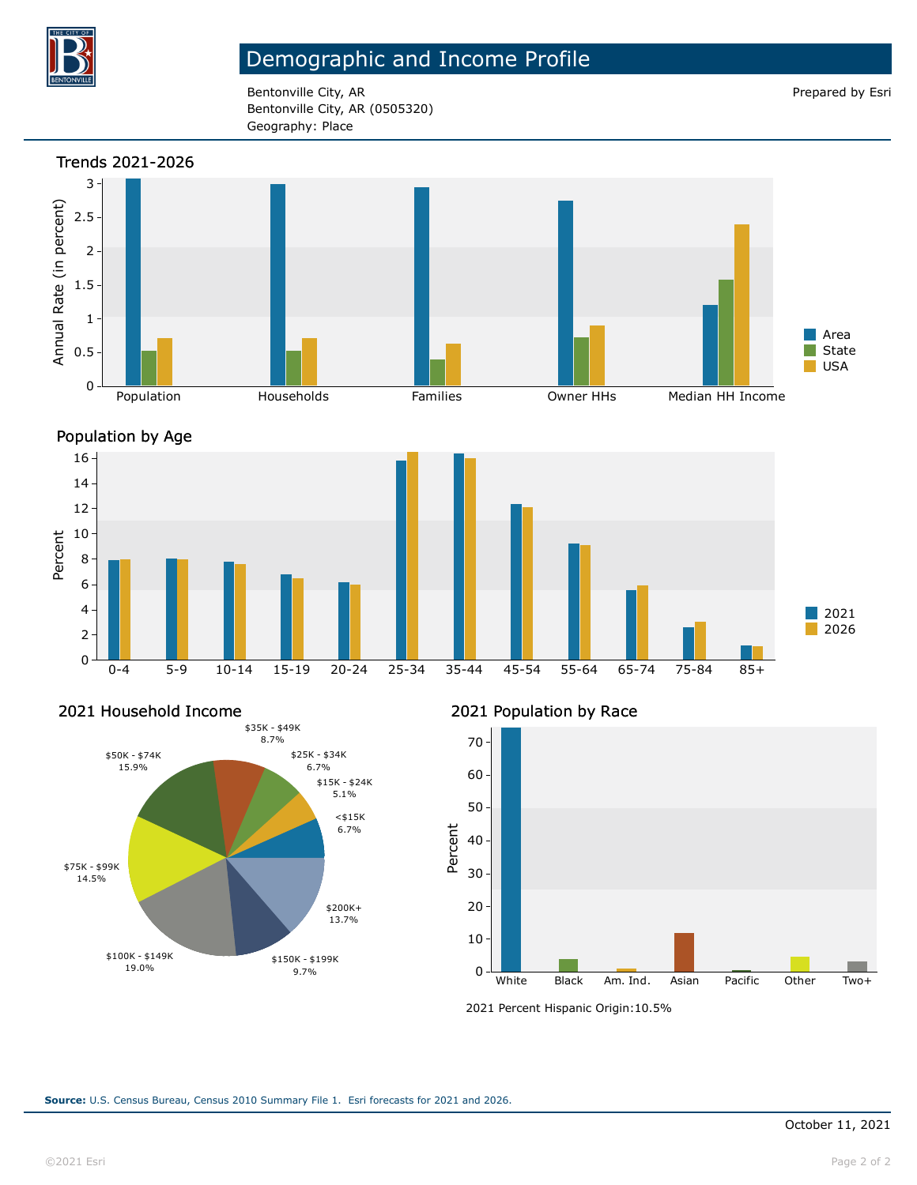# Demographic and Income Profile

Bentonville City, AR
Bentonville City, AR (0505320)
Geography: Place

Prepared by Esri

## Trends 2021-2026

Annual Rate (in percent)

3
2.5
2
1.5
1
0.5
0

Population
Households
Families
Owner HHs
Median HH Income

Area
State
USA

## Population by Age

Percent

16
14
12
10
8
6
4
2
0

0-4
5-9
10-14
15-19
20-24
25-34
35-44
45-54
55-64
65-74
75-84
85+

2021
2026

## 2021 Household Income

$35K - $49K
8.7%

$50K - $74K
15.9%

$25K - $34K
6.7%

$15K - $24K
5.1%

<$15K
6.7%

$75K - $99K
14.5%

$200K+
13.7%

$100K - $149K
19.0%

$150K - $199K
9.7%

## 2021 Population by Race

Percent

70
60
50
40
30
20
10
0

White
Black
Am. Ind.
Asian
Pacific
Other
Two+

2021 Percent Hispanic Origin:10.5%

**Source:** U.S. Census Bureau, Census 2010 Summary File 1. Esri forecasts for 2021 and 2026.

October 11, 2021

©2021 Esri